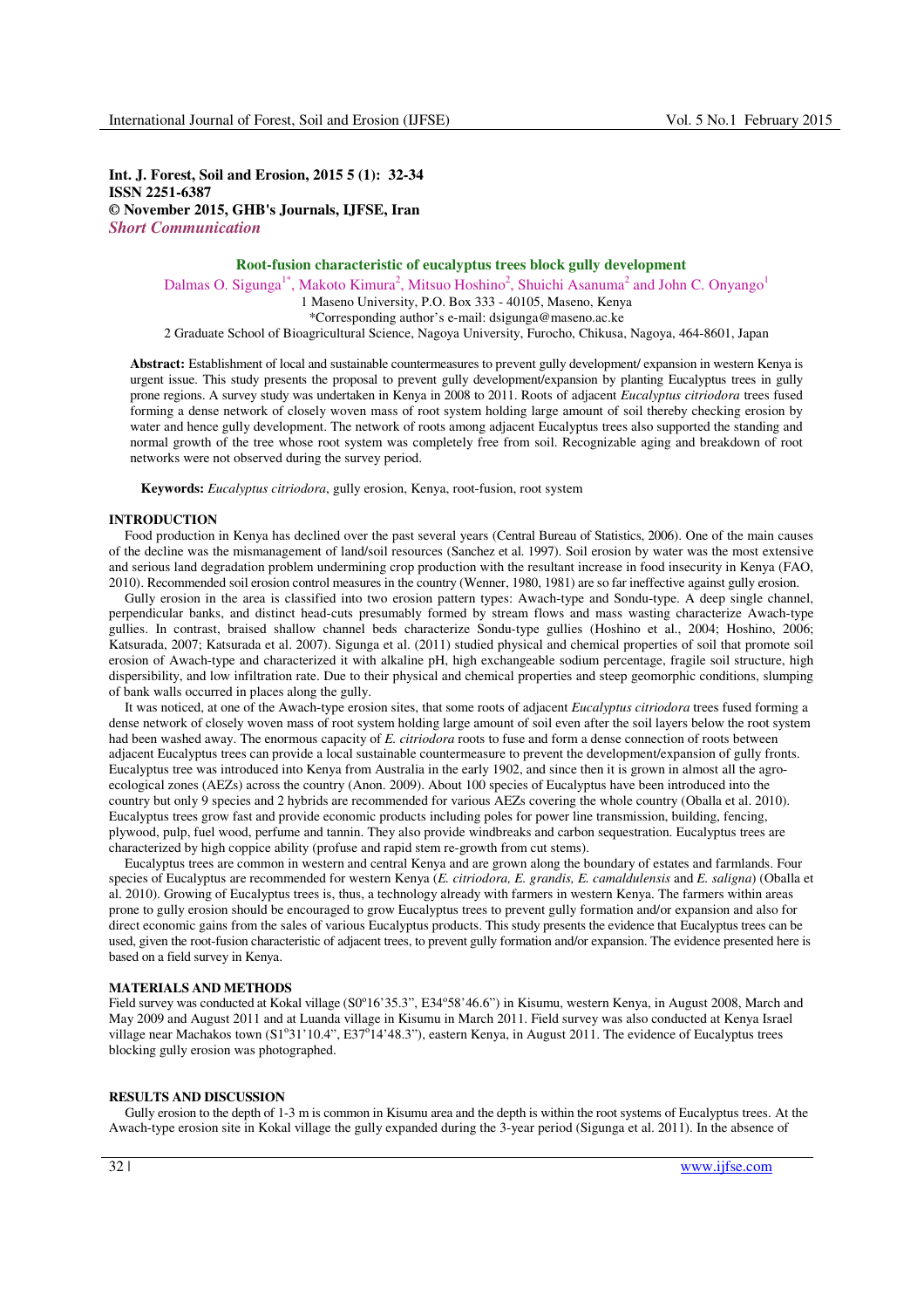**Int. J. Forest, Soil and Erosion, 2015 5 (1): 32-34**
**ISSN 2251-6387**
**© November 2015, GHB's Journals, IJFSE, Iran**
***Short Communication***

# Root-fusion characteristic of eucalyptus trees block gully development

Dalmas O. Sigunga[1*], Makoto Kimura[2], Mitsuo Hoshino[2], Shuichi Asanuma[2] and John C. Onyango[1]

1 Maseno University, P.O. Box 333 - 40105, Maseno, Kenya

*Corresponding author's e-mail: dsigunga@maseno.ac.ke

2 Graduate School of Bioagricultural Science, Nagoya University, Furocho, Chikusa, Nagoya, 464-8601, Japan

**Abstract:** Establishment of local and sustainable countermeasures to prevent gully development/ expansion in western Kenya is urgent issue. This study presents the proposal to prevent gully development/expansion by planting Eucalyptus trees in gully prone regions. A survey study was undertaken in Kenya in 2008 to 2011. Roots of adjacent *Eucalyptus citriodora* trees fused forming a dense network of closely woven mass of root system holding large amount of soil thereby checking erosion by water and hence gully development. The network of roots among adjacent Eucalyptus trees also supported the standing and normal growth of the tree whose root system was completely free from soil. Recognizable aging and breakdown of root networks were not observed during the survey period.

**Keywords:** *Eucalyptus citriodora*, gully erosion, Kenya, root-fusion, root system

## INTRODUCTION

Food production in Kenya has declined over the past several years (Central Bureau of Statistics, 2006). One of the main causes of the decline was the mismanagement of land/soil resources (Sanchez et al. 1997). Soil erosion by water was the most extensive and serious land degradation problem undermining crop production with the resultant increase in food insecurity in Kenya (FAO, 2010). Recommended soil erosion control measures in the country (Wenner, 1980, 1981) are so far ineffective against gully erosion.

Gully erosion in the area is classified into two erosion pattern types: Awach-type and Sondu-type. A deep single channel, perpendicular banks, and distinct head-cuts presumably formed by stream flows and mass wasting characterize Awach-type gullies. In contrast, braised shallow channel beds characterize Sondu-type gullies (Hoshino et al., 2004; Hoshino, 2006; Katsurada, 2007; Katsurada et al. 2007). Sigunga et al. (2011) studied physical and chemical properties of soil that promote soil erosion of Awach-type and characterized it with alkaline pH, high exchangeable sodium percentage, fragile soil structure, high dispersibility, and low infiltration rate. Due to their physical and chemical properties and steep geomorphic conditions, slumping of bank walls occurred in places along the gully.

It was noticed, at one of the Awach-type erosion sites, that some roots of adjacent *Eucalyptus citriodora* trees fused forming a dense network of closely woven mass of root system holding large amount of soil even after the soil layers below the root system had been washed away. The enormous capacity of *E. citriodora* roots to fuse and form a dense connection of roots between adjacent Eucalyptus trees can provide a local sustainable countermeasure to prevent the development/expansion of gully fronts. Eucalyptus tree was introduced into Kenya from Australia in the early 1902, and since then it is grown in almost all the agro-ecological zones (AEZs) across the country (Anon. 2009). About 100 species of Eucalyptus have been introduced into the country but only 9 species and 2 hybrids are recommended for various AEZs covering the whole country (Oballa et al. 2010). Eucalyptus trees grow fast and provide economic products including poles for power line transmission, building, fencing, plywood, pulp, fuel wood, perfume and timber. They also provide windbreaks and carbon sequestration. Eucalyptus trees are characterized by high coppice ability (profuse and rapid stem re-growth from cut stems).

Eucalyptus trees are common in western and central Kenya and are grown along the boundary of estates and farmlands. Four species of Eucalyptus are recommended for western Kenya (*E. citriodora, E. grandis, E. camaldulensis* and *E. saligna*) (Oballa et al. 2010). Growing of Eucalyptus trees is, thus, a technology already with farmers in western Kenya. The farmers within areas prone to gully erosion should be encouraged to grow Eucalyptus trees to prevent gully formation and/or expansion and also for direct economic gains from the sales of various Eucalyptus products. This study presents the evidence that Eucalyptus trees can be used, given the root-fusion characteristic of adjacent trees, to prevent gully formation and/or expansion. The evidence presented here is based on a field survey in Kenya.

## MATERIALS AND METHODS

Field survey was conducted at Kokal village (S0°16'35.3", E34°58'46.6") in Kisumu, western Kenya, in August 2008, March and May 2009 and August 2011 and at Luanda village in Kisumu in March 2011. Field survey was also conducted at Kenya Israel village near Machakos town (S1°31'10.4", E37°14'48.3"), eastern Kenya, in August 2011. The evidence of Eucalyptus trees blocking gully erosion was photographed.

## RESULTS AND DISCUSSION

Gully erosion to the depth of 1-3 m is common in Kisumu area and the depth is within the root systems of Eucalyptus trees. At the Awach-type erosion site in Kokal village the gully expanded during the 3-year period (Sigunga et al. 2011). In the absence of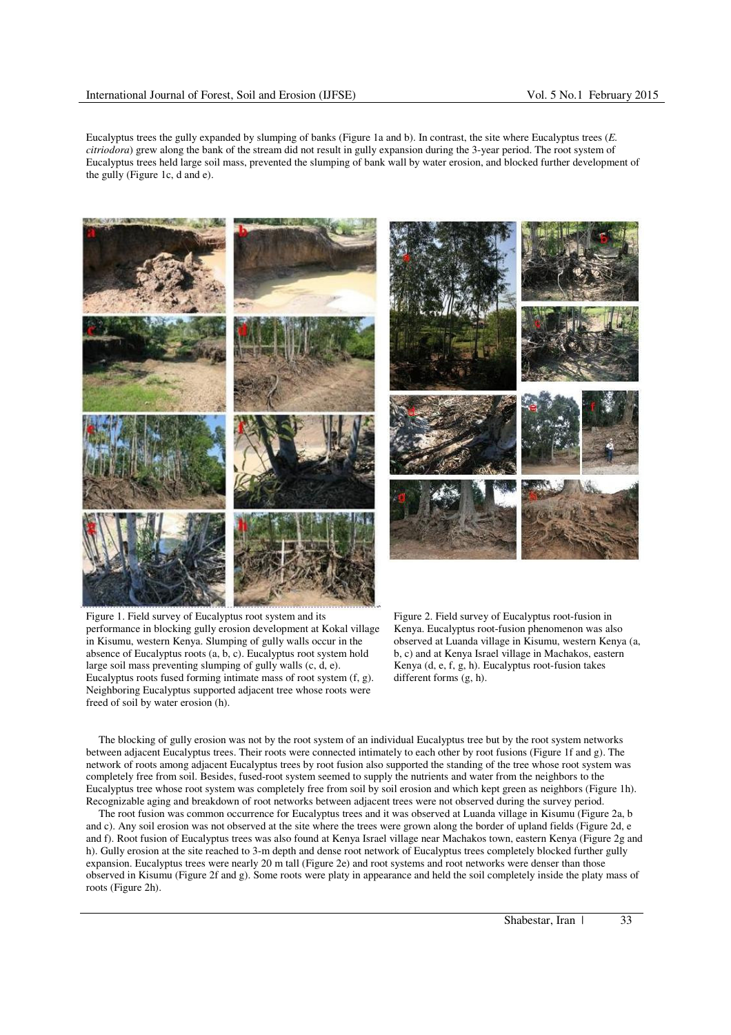Eucalyptus trees the gully expanded by slumping of banks (Figure 1a and b). In contrast, the site where Eucalyptus trees (*E. citriodora*) grew along the bank of the stream did not result in gully expansion during the 3-year period. The root system of Eucalyptus trees held large soil mass, prevented the slumping of bank wall by water erosion, and blocked further development of the gully (Figure 1c, d and e).

Figure 1. Field survey of Eucalyptus root system and its performance in blocking gully erosion development at Kokal village in Kisumu, western Kenya. Slumping of gully walls occur in the absence of Eucalyptus roots (a, b, c). Eucalyptus root system hold large soil mass preventing slumping of gully walls (c, d, e). Eucalyptus roots fused forming intimate mass of root system (f, g). Neighboring Eucalyptus supported adjacent tree whose roots were freed of soil by water erosion (h).

Figure 2. Field survey of Eucalyptus root-fusion in Kenya. Eucalyptus root-fusion phenomenon was also observed at Luanda village in Kisumu, western Kenya (a, b, c) and at Kenya Israel village in Machakos, eastern Kenya (d, e, f, g, h). Eucalyptus root-fusion takes different forms (g, h).

The blocking of gully erosion was not by the root system of an individual Eucalyptus tree but by the root system networks between adjacent Eucalyptus trees. Their roots were connected intimately to each other by root fusions (Figure 1f and g). The network of roots among adjacent Eucalyptus trees by root fusion also supported the standing of the tree whose root system was completely free from soil. Besides, fused-root system seemed to supply the nutrients and water from the neighbors to the Eucalyptus tree whose root system was completely free from soil by soil erosion and which kept green as neighbors (Figure 1h). Recognizable aging and breakdown of root networks between adjacent trees were not observed during the survey period.

The root fusion was common occurrence for Eucalyptus trees and it was observed at Luanda village in Kisumu (Figure 2a, b and c). Any soil erosion was not observed at the site where the trees were grown along the border of upland fields (Figure 2d, e and f). Root fusion of Eucalyptus trees was also found at Kenya Israel village near Machakos town, eastern Kenya (Figure 2g and h). Gully erosion at the site reached to 3-m depth and dense root network of Eucalyptus trees completely blocked further gully expansion. Eucalyptus trees were nearly 20 m tall (Figure 2e) and root systems and root networks were denser than those observed in Kisumu (Figure 2f and g). Some roots were platy in appearance and held the soil completely inside the platy mass of roots (Figure 2h).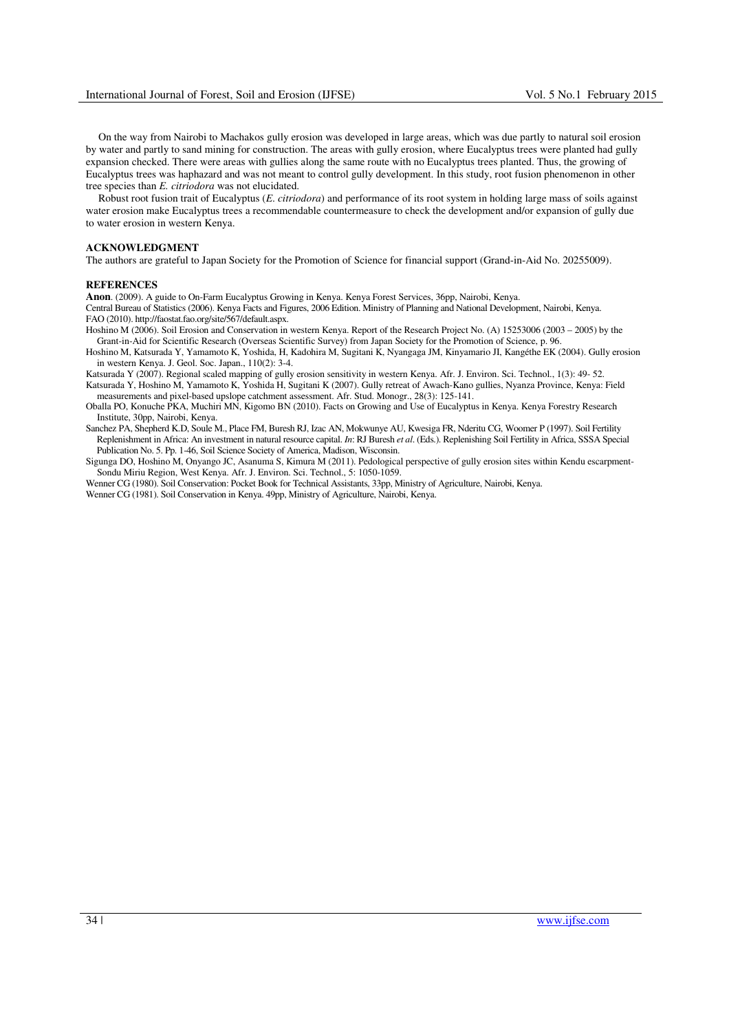On the way from Nairobi to Machakos gully erosion was developed in large areas, which was due partly to natural soil erosion by water and partly to sand mining for construction. The areas with gully erosion, where Eucalyptus trees were planted had gully expansion checked. There were areas with gullies along the same route with no Eucalyptus trees planted. Thus, the growing of Eucalyptus trees was haphazard and was not meant to control gully development. In this study, root fusion phenomenon in other tree species than *E. citriodora* was not elucidated.

Robust root fusion trait of Eucalyptus (*E. citriodora*) and performance of its root system in holding large mass of soils against water erosion make Eucalyptus trees a recommendable countermeasure to check the development and/or expansion of gully due to water erosion in western Kenya.

## ACKNOWLEDGMENT

The authors are grateful to Japan Society for the Promotion of Science for financial support (Grand-in-Aid No. 20255009).

## REFERENCES

**Anon**. (2009). A guide to On-Farm Eucalyptus Growing in Kenya. Kenya Forest Services, 36pp, Nairobi, Kenya.

Central Bureau of Statistics (2006). Kenya Facts and Figures, 2006 Edition. Ministry of Planning and National Development, Nairobi, Kenya.

FAO (2010). http://faostat.fao.org/site/567/default.aspx.

Hoshino M (2006). Soil Erosion and Conservation in western Kenya. Report of the Research Project No. (A) 15253006 (2003 – 2005) by the Grant-in-Aid for Scientific Research (Overseas Scientific Survey) from Japan Society for the Promotion of Science, p. 96.

Hoshino M, Katsurada Y, Yamamoto K, Yoshida, H, Kadohira M, Sugitani K, Nyangaga JM, Kinyamario JI, Kangéthe EK (2004). Gully erosion in western Kenya. J. Geol. Soc. Japan., 110(2): 3-4.

Katsurada Y (2007). Regional scaled mapping of gully erosion sensitivity in western Kenya. Afr. J. Environ. Sci. Technol., 1(3): 49- 52.

Katsurada Y, Hoshino M, Yamamoto K, Yoshida H, Sugitani K (2007). Gully retreat of Awach-Kano gullies, Nyanza Province, Kenya: Field measurements and pixel-based upslope catchment assessment. Afr. Stud. Monogr., 28(3): 125-141.

Oballa PO, Konuche PKA, Muchiri MN, Kigomo BN (2010). Facts on Growing and Use of Eucalyptus in Kenya. Kenya Forestry Research Institute, 30pp, Nairobi, Kenya.

Sanchez PA, Shepherd K.D, Soule M., Place FM, Buresh RJ, Izac AN, Mokwunye AU, Kwesiga FR, Nderitu CG, Woomer P (1997). Soil Fertility Replenishment in Africa: An investment in natural resource capital. *In*: RJ Buresh *et al*. (Eds.). Replenishing Soil Fertility in Africa, SSSA Special Publication No. 5. Pp. 1-46, Soil Science Society of America, Madison, Wisconsin.

Sigunga DO, Hoshino M, Onyango JC, Asanuma S, Kimura M (2011). Pedological perspective of gully erosion sites within Kendu escarpment-Sondu Miriu Region, West Kenya. Afr. J. Environ. Sci. Technol., 5: 1050-1059.

Wenner CG (1980). Soil Conservation: Pocket Book for Technical Assistants, 33pp, Ministry of Agriculture, Nairobi, Kenya.

Wenner CG (1981). Soil Conservation in Kenya. 49pp, Ministry of Agriculture, Nairobi, Kenya.